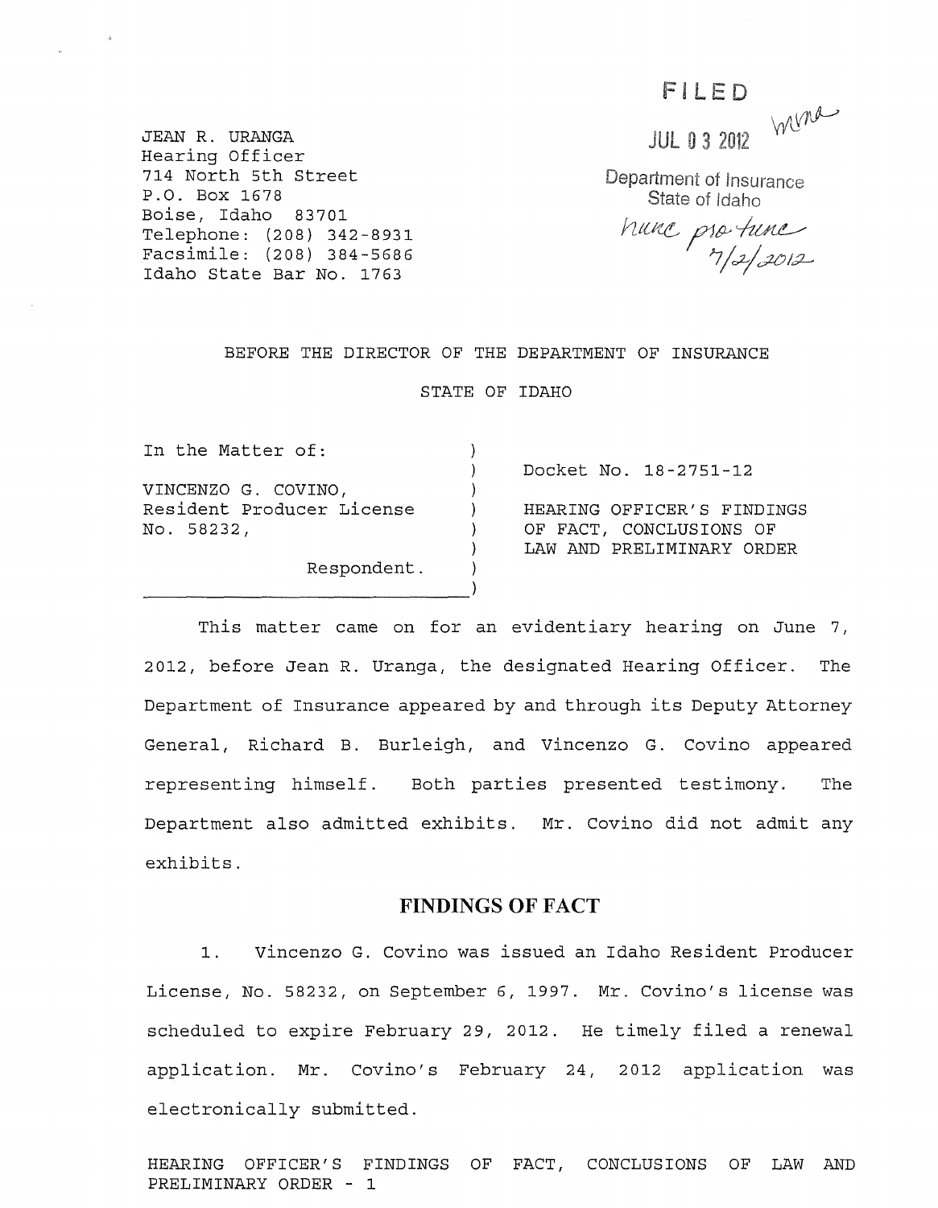JEAN R. URANGA
Hearing Officer
714 North 5th Street
P.O. Box 1678
Boise, Idaho 83701
Telephone: (208) 342-8931
Facsimile: (208) 384-5686
Idaho State Bar No. 1763

FILED

JUL 03 2012

Department of Insurance
State of Idaho

nunc pro tunc 7/2/2012

BEFORE THE DIRECTOR OF THE DEPARTMENT OF INSURANCE

STATE OF IDAHO

In the Matter of:

VINCENZO G. COVINO,
Resident Producer License
No. 58232,

Respondent.

Docket No. 18-2751-12

HEARING OFFICER'S FINDINGS OF FACT, CONCLUSIONS OF LAW AND PRELIMINARY ORDER

This matter came on for an evidentiary hearing on June 7, 2012, before Jean R. Uranga, the designated Hearing Officer. The Department of Insurance appeared by and through its Deputy Attorney General, Richard B. Burleigh, and Vincenzo G. Covino appeared representing himself. Both parties presented testimony. The Department also admitted exhibits. Mr. Covino did not admit any exhibits.

## FINDINGS OF FACT

1. Vincenzo G. Covino was issued an Idaho Resident Producer License, No. 58232, on September 6, 1997. Mr. Covino's license was scheduled to expire February 29, 2012. He timely filed a renewal application. Mr. Covino's February 24, 2012 application was electronically submitted.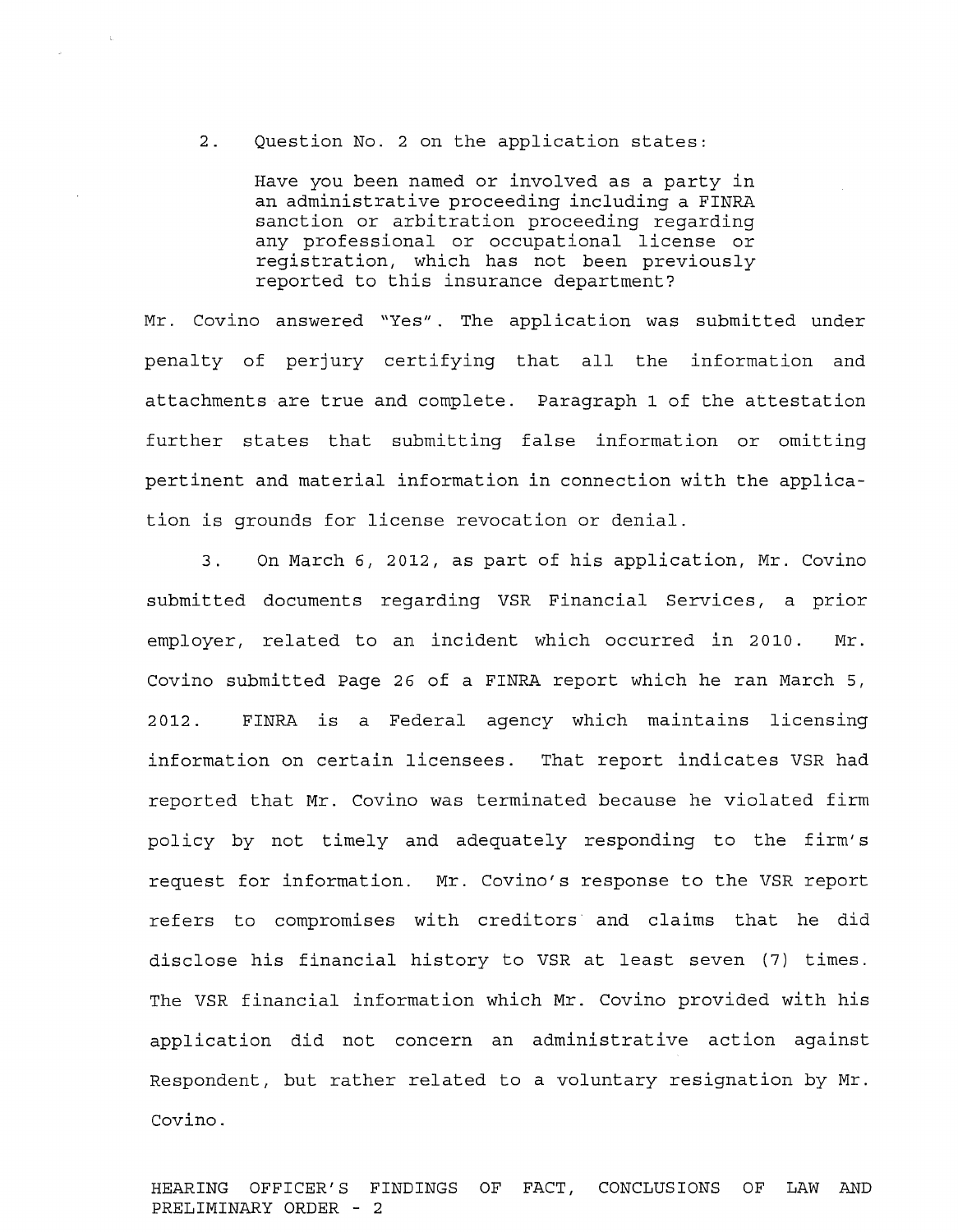2. Question No. 2 on the application states:

> Have you been named or involved as a party in an administrative proceeding including a FINRA sanction or arbitration proceeding regarding any professional or occupational license or registration, which has not been previously reported to this insurance department?

Mr. Covino answered "Yes". The application was submitted under penalty of perjury certifying that all the information and attachments are true and complete. Paragraph 1 of the attestation further states that submitting false information or omitting pertinent and material information in connection with the application is grounds for license revocation or denial.

3. On March 6, 2012, as part of his application, Mr. Covino submitted documents regarding VSR Financial Services, a prior employer, related to an incident which occurred in 2010. Mr. Covino submitted Page 26 of a FINRA report which he ran March 5, 2012. FINRA is a Federal agency which maintains licensing information on certain licensees. That report indicates VSR had reported that Mr. Covino was terminated because he violated firm policy by not timely and adequately responding to the firm's request for information. Mr. Covino's response to the VSR report refers to compromises with creditors and claims that he did disclose his financial history to VSR at least seven (7) times. The VSR financial information which Mr. Covino provided with his application did not concern an administrative action against Respondent, but rather related to a voluntary resignation by Mr. Covino.

HEARING OFFICER'S FINDINGS OF FACT, CONCLUSIONS OF LAW AND PRELIMINARY ORDER - 2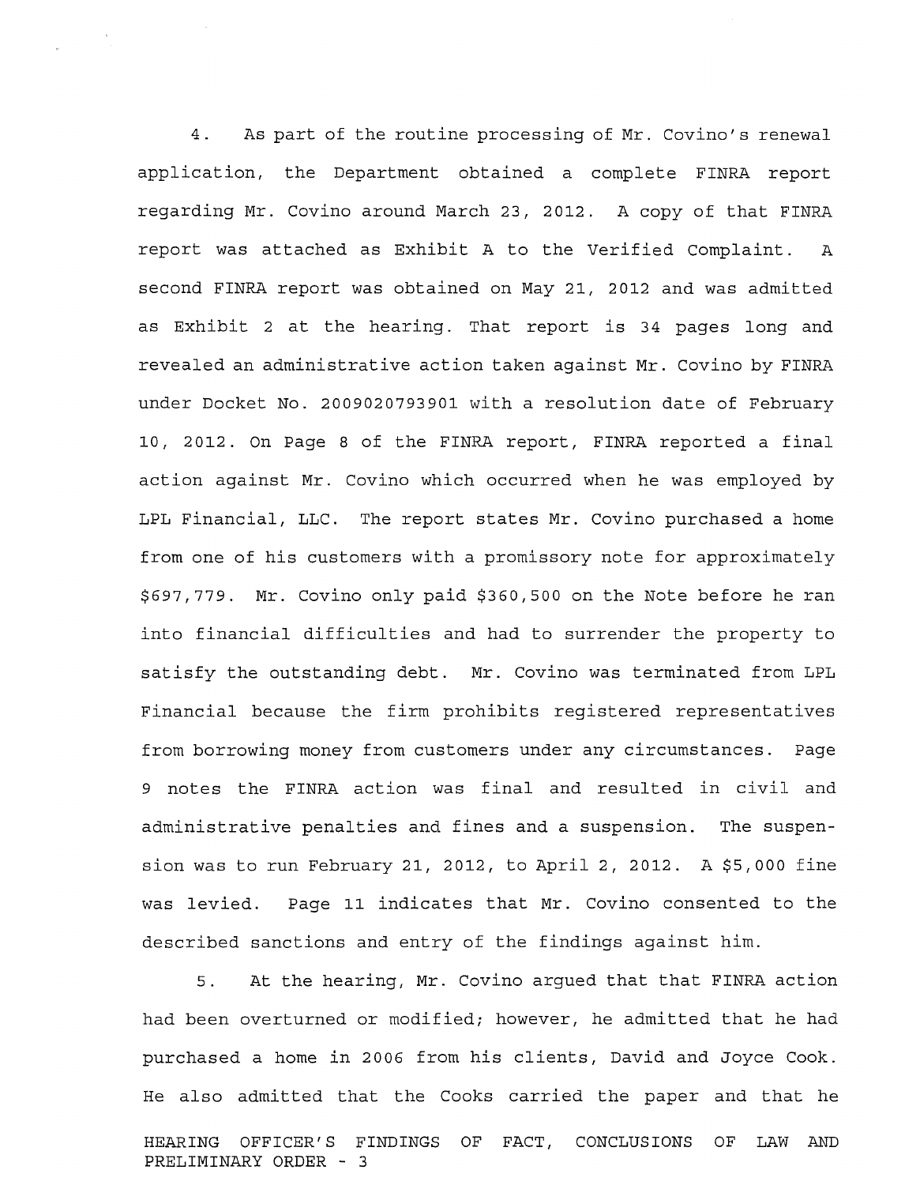4. As part of the routine processing of Mr. Covino's renewal application, the Department obtained a complete FINRA report regarding Mr. Covino around March 23, 2012. A copy of that FINRA report was attached as Exhibit A to the Verified Complaint. A second FINRA report was obtained on May 21, 2012 and was admitted as Exhibit 2 at the hearing. That report is 34 pages long and revealed an administrative action taken against Mr. Covino by FINRA under Docket No. 2009020793901 with a resolution date of February 10, 2012. On Page 8 of the FINRA report, FINRA reported a final action against Mr. Covino which occurred when he was employed by LPL Financial, LLC. The report states Mr. Covino purchased a home from one of his customers with a promissory note for approximately $697,779. Mr. Covino only paid $360,500 on the Note before he ran into financial difficulties and had to surrender the property to satisfy the outstanding debt. Mr. Covino was terminated from LPL Financial because the firm prohibits registered representatives from borrowing money from customers under any circumstances. Page 9 notes the FINRA action was final and resulted in civil and administrative penalties and fines and a suspension. The suspension was to run February 21, 2012, to April 2, 2012. A $5,000 fine was levied. Page 11 indicates that Mr. Covino consented to the described sanctions and entry of the findings against him.

5. At the hearing, Mr. Covino argued that that FINRA action had been overturned or modified; however, he admitted that he had purchased a home in 2006 from his clients, David and Joyce Cook. He also admitted that the Cooks carried the paper and that he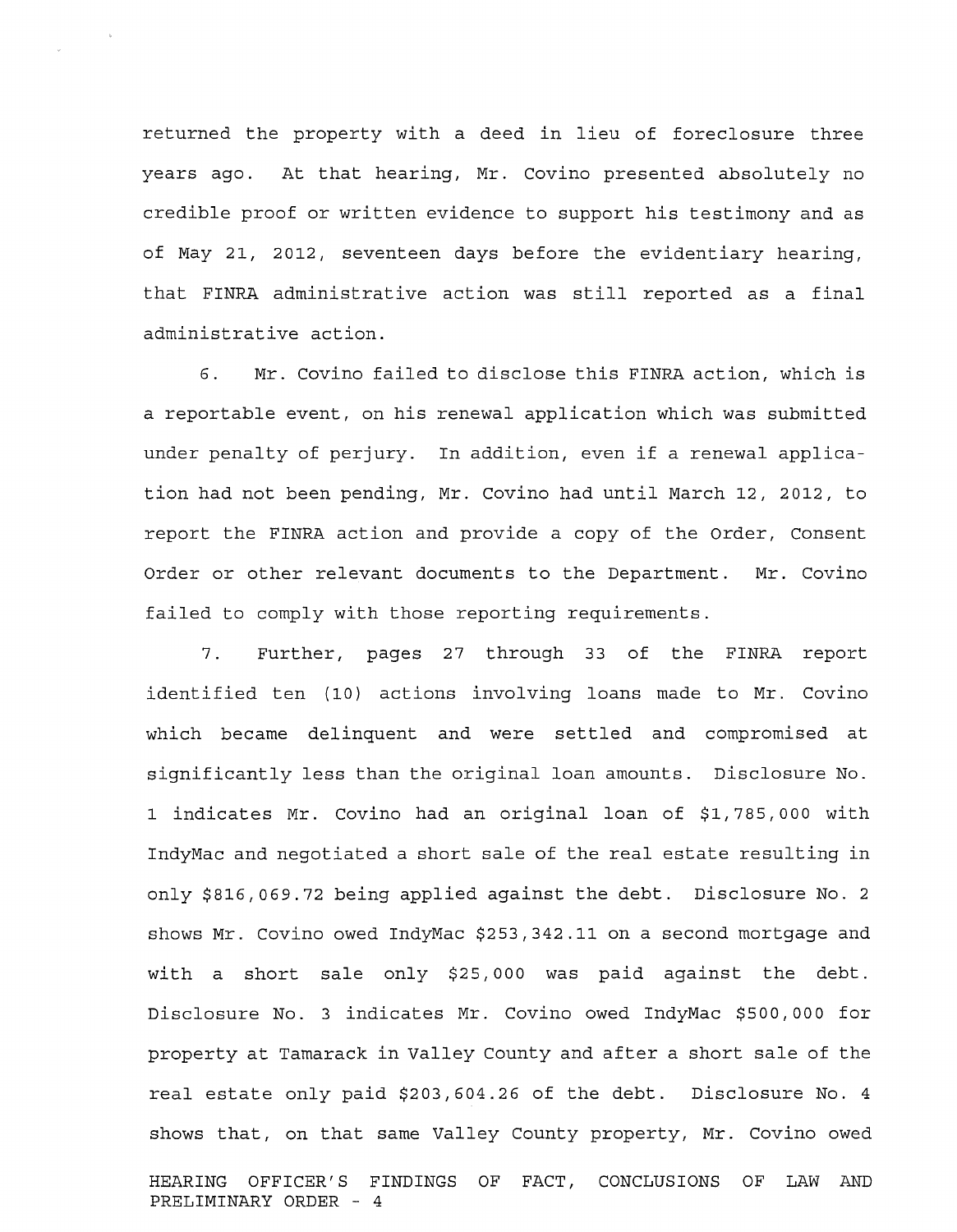returned the property with a deed in lieu of foreclosure three years ago. At that hearing, Mr. Covino presented absolutely no credible proof or written evidence to support his testimony and as of May 21, 2012, seventeen days before the evidentiary hearing, that FINRA administrative action was still reported as a final administrative action.

6. Mr. Covino failed to disclose this FINRA action, which is a reportable event, on his renewal application which was submitted under penalty of perjury. In addition, even if a renewal application had not been pending, Mr. Covino had until March 12, 2012, to report the FINRA action and provide a copy of the Order, Consent Order or other relevant documents to the Department. Mr. Covino failed to comply with those reporting requirements.

7. Further, pages 27 through 33 of the FINRA report identified ten (10) actions involving loans made to Mr. Covino which became delinquent and were settled and compromised at significantly less than the original loan amounts. Disclosure No. 1 indicates Mr. Covino had an original loan of $1,785,000 with IndyMac and negotiated a short sale of the real estate resulting in only $816,069.72 being applied against the debt. Disclosure No. 2 shows Mr. Covino owed IndyMac $253,342.11 on a second mortgage and with a short sale only $25,000 was paid against the debt. Disclosure No. 3 indicates Mr. Covino owed IndyMac $500,000 for property at Tamarack in Valley County and after a short sale of the real estate only paid $203,604.26 of the debt. Disclosure No. 4 shows that, on that same Valley County property, Mr. Covino owed

HEARING OFFICER'S FINDINGS OF FACT, CONCLUSIONS OF LAW AND PRELIMINARY ORDER - 4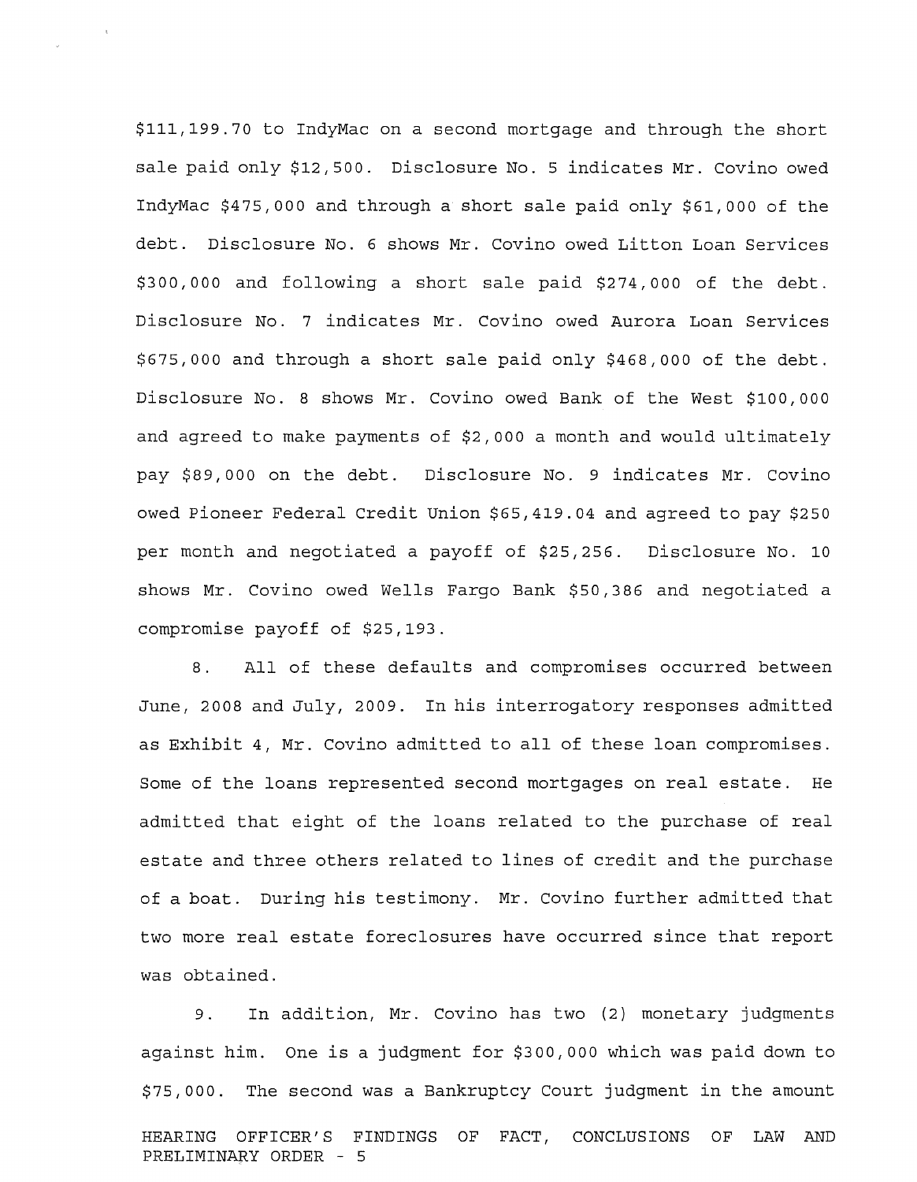$111,199.70 to IndyMac on a second mortgage and through the short sale paid only $12,500. Disclosure No. 5 indicates Mr. Covino owed IndyMac $475,000 and through a short sale paid only $61,000 of the debt. Disclosure No. 6 shows Mr. Covino owed Litton Loan Services $300,000 and following a short sale paid $274,000 of the debt. Disclosure No. 7 indicates Mr. Covino owed Aurora Loan Services $675,000 and through a short sale paid only $468,000 of the debt. Disclosure No. 8 shows Mr. Covino owed Bank of the West $100,000 and agreed to make payments of $2,000 a month and would ultimately pay $89,000 on the debt. Disclosure No. 9 indicates Mr. Covino owed Pioneer Federal Credit Union $65,419.04 and agreed to pay $250 per month and negotiated a payoff of $25,256. Disclosure No. 10 shows Mr. Covino owed Wells Fargo Bank $50,386 and negotiated a compromise payoff of $25,193.

8. All of these defaults and compromises occurred between June, 2008 and July, 2009. In his interrogatory responses admitted as Exhibit 4, Mr. Covino admitted to all of these loan compromises. Some of the loans represented second mortgages on real estate. He admitted that eight of the loans related to the purchase of real estate and three others related to lines of credit and the purchase of a boat. During his testimony. Mr. Covino further admitted that two more real estate foreclosures have occurred since that report was obtained.

9. In addition, Mr. Covino has two (2) monetary judgments against him. One is a judgment for $300,000 which was paid down to $75,000. The second was a Bankruptcy Court judgment in the amount

HEARING OFFICER'S FINDINGS OF FACT, CONCLUSIONS OF LAW AND PRELIMINARY ORDER - 5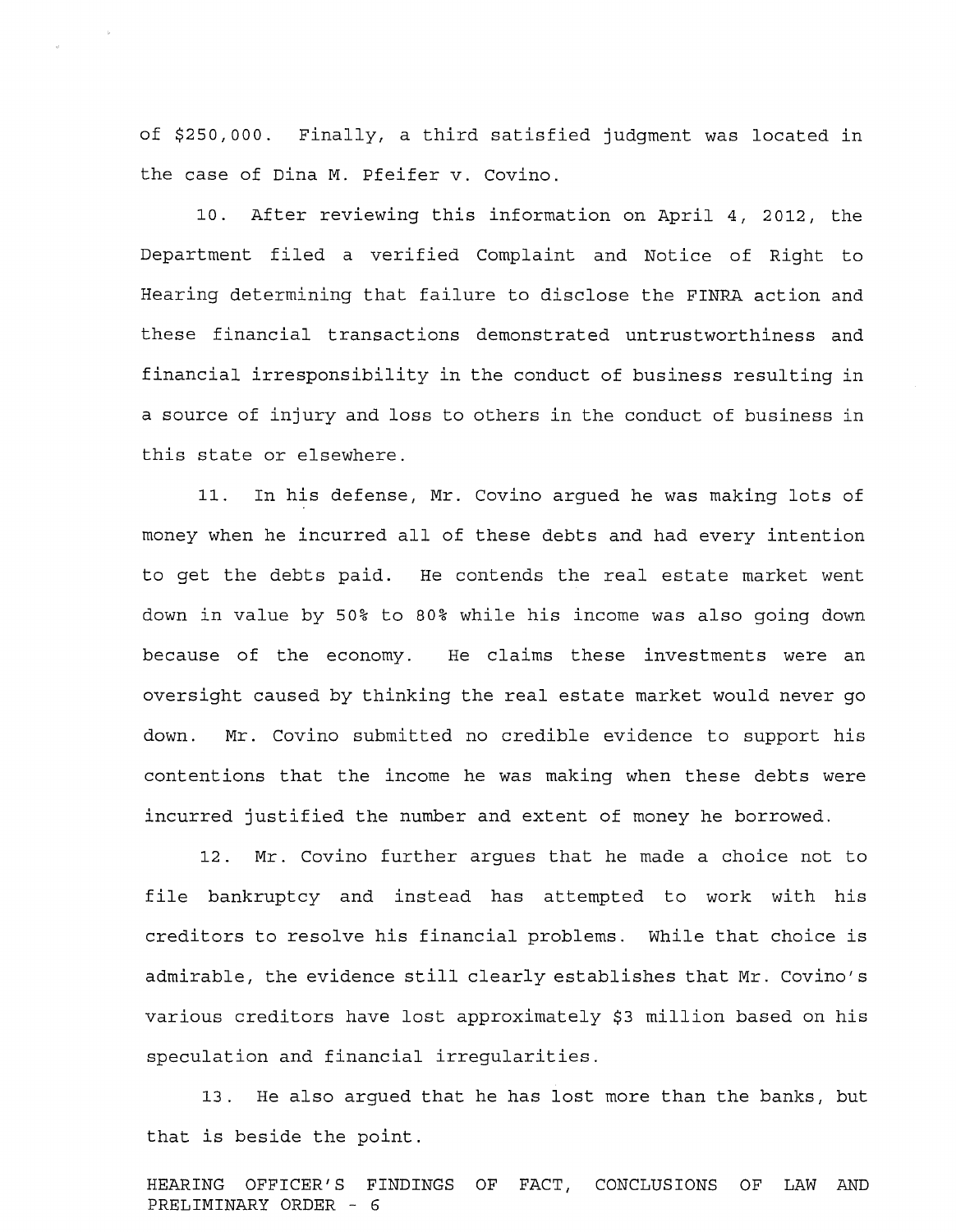of $250,000. Finally, a third satisfied judgment was located in the case of Dina M. Pfeifer v. Covino.

10. After reviewing this information on April 4, 2012, the Department filed a verified Complaint and Notice of Right to Hearing determining that failure to disclose the FINRA action and these financial transactions demonstrated untrustworthiness and financial irresponsibility in the conduct of business resulting in a source of injury and loss to others in the conduct of business in this state or elsewhere.

11. In his defense, Mr. Covino argued he was making lots of money when he incurred all of these debts and had every intention to get the debts paid. He contends the real estate market went down in value by 50% to 80% while his income was also going down because of the economy. He claims these investments were an oversight caused by thinking the real estate market would never go down. Mr. Covino submitted no credible evidence to support his contentions that the income he was making when these debts were incurred justified the number and extent of money he borrowed.

12. Mr. Covino further argues that he made a choice not to file bankruptcy and instead has attempted to work with his creditors to resolve his financial problems. While that choice is admirable, the evidence still clearly establishes that Mr. Covino's various creditors have lost approximately $3 million based on his speculation and financial irregularities.

13. He also argued that he has lost more than the banks, but that is beside the point.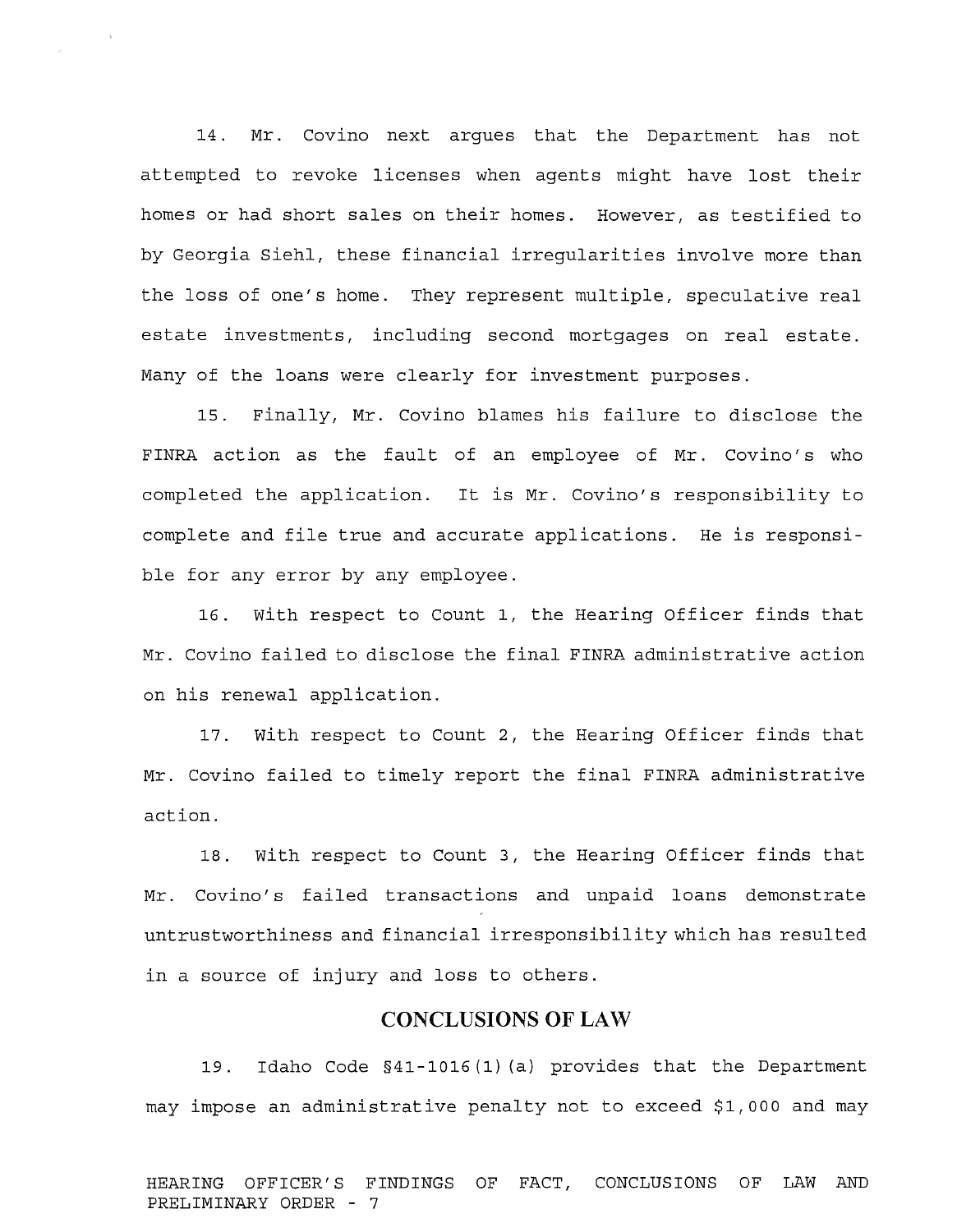14. Mr. Covino next argues that the Department has not attempted to revoke licenses when agents might have lost their homes or had short sales on their homes. However, as testified to by Georgia Siehl, these financial irregularities involve more than the loss of one's home. They represent multiple, speculative real estate investments, including second mortgages on real estate. Many of the loans were clearly for investment purposes.

15. Finally, Mr. Covino blames his failure to disclose the FINRA action as the fault of an employee of Mr. Covino's who completed the application. It is Mr. Covino's responsibility to complete and file true and accurate applications. He is responsible for any error by any employee.

16. With respect to Count 1, the Hearing Officer finds that Mr. Covino failed to disclose the final FINRA administrative action on his renewal application.

17. With respect to Count 2, the Hearing Officer finds that Mr. Covino failed to timely report the final FINRA administrative action.

18. With respect to Count 3, the Hearing Officer finds that Mr. Covino's failed transactions and unpaid loans demonstrate untrustworthiness and financial irresponsibility which has resulted in a source of injury and loss to others.

## CONCLUSIONS OF LAW

19. Idaho Code §41-1016(1)(a) provides that the Department may impose an administrative penalty not to exceed $1,000 and may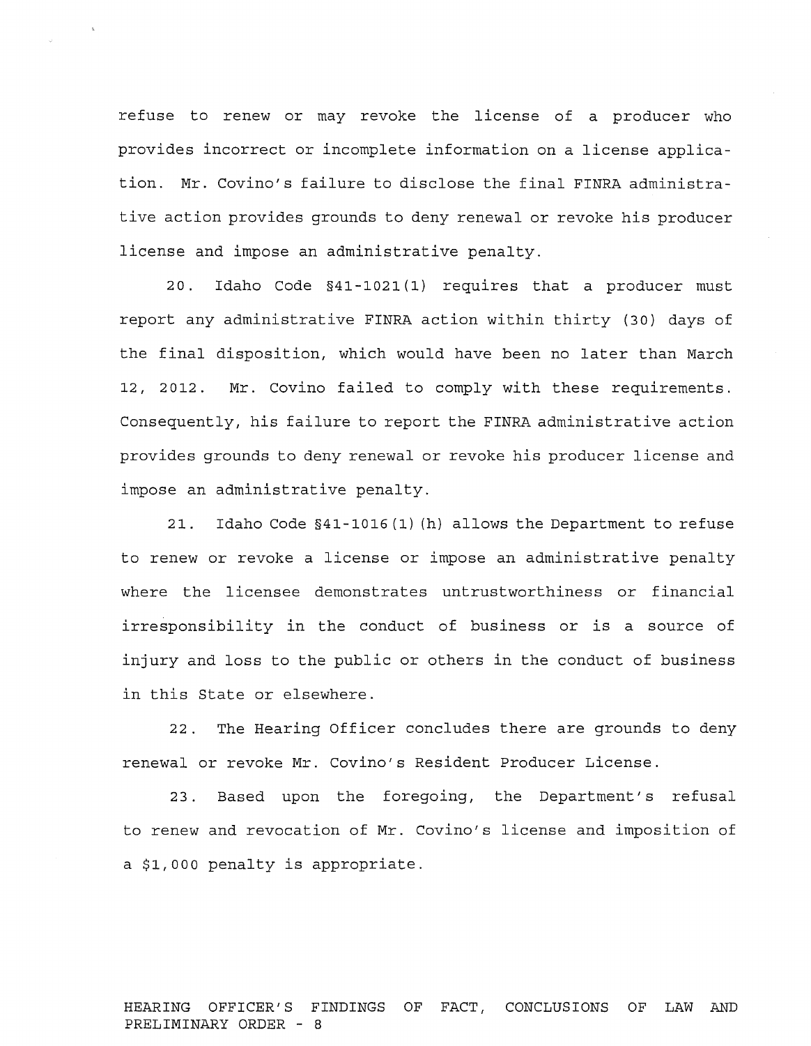refuse to renew or may revoke the license of a producer who provides incorrect or incomplete information on a license application. Mr. Covino's failure to disclose the final FINRA administrative action provides grounds to deny renewal or revoke his producer license and impose an administrative penalty.

20. Idaho Code §41-1021(1) requires that a producer must report any administrative FINRA action within thirty (30) days of the final disposition, which would have been no later than March 12, 2012. Mr. Covino failed to comply with these requirements. Consequently, his failure to report the FINRA administrative action provides grounds to deny renewal or revoke his producer license and impose an administrative penalty.

21. Idaho Code §41-1016(1)(h) allows the Department to refuse to renew or revoke a license or impose an administrative penalty where the licensee demonstrates untrustworthiness or financial irresponsibility in the conduct of business or is a source of injury and loss to the public or others in the conduct of business in this State or elsewhere.

22. The Hearing Officer concludes there are grounds to deny renewal or revoke Mr. Covino's Resident Producer License.

23. Based upon the foregoing, the Department's refusal to renew and revocation of Mr. Covino's license and imposition of a $1,000 penalty is appropriate.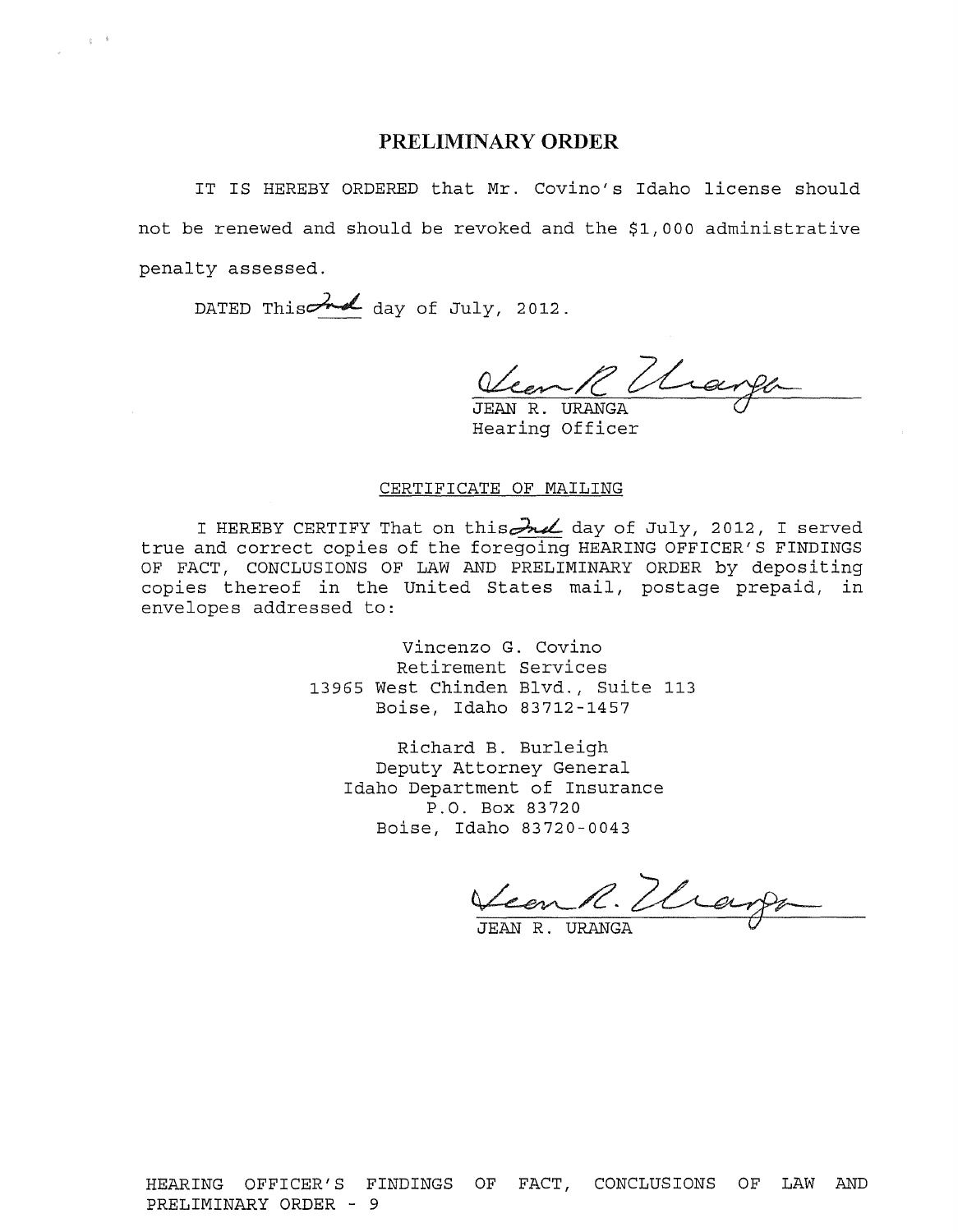## PRELIMINARY ORDER

IT IS HEREBY ORDERED that Mr. Covino's Idaho license should not be renewed and should be revoked and the $1,000 administrative penalty assessed.

DATED This 2nd day of July, 2012.

JEAN R. URANGA
Hearing Officer

CERTIFICATE OF MAILING

I HEREBY CERTIFY That on this 2nd day of July, 2012, I served true and correct copies of the foregoing HEARING OFFICER'S FINDINGS OF FACT, CONCLUSIONS OF LAW AND PRELIMINARY ORDER by depositing copies thereof in the United States mail, postage prepaid, in envelopes addressed to:

Vincenzo G. Covino
Retirement Services
13965 West Chinden Blvd., Suite 113
Boise, Idaho 83712-1457

Richard B. Burleigh
Deputy Attorney General
Idaho Department of Insurance
P.O. Box 83720
Boise, Idaho 83720-0043

JEAN R. URANGA